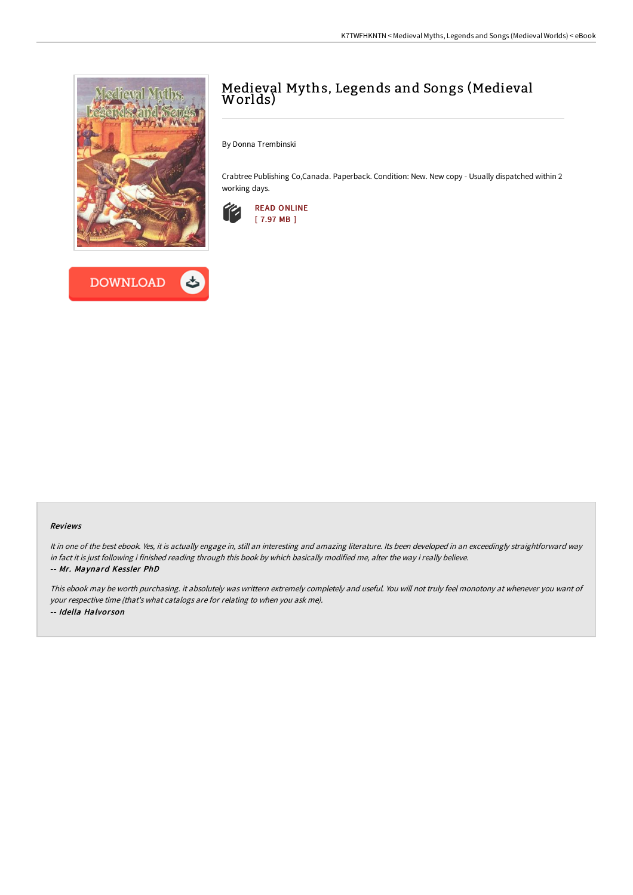# Medieval Myths, Legends and Songs (Medieval Worlds)

By Donna Trembinski

Crabtree Publishing Co,Canada. Paperback. Condition: New. New copy - Usually dispatched within 2 working days.

READ ONLINE
[ 7.97 MB ]

DOWNLOAD

### Reviews

*It in one of the best ebook. Yes, it is actually engage in, still an interesting and amazing literature. Its been developed in an exceedingly straightforward way in fact it is just following i finished reading through this book by which basically modified me, alter the way i really believe.*

-- ***Mr. Maynard Kessler PhD***

*This ebook may be worth purchasing. it absolutely was writtern extremely completely and useful. You will not truly feel monotony at whenever you want of your respective time (that's what catalogs are for relating to when you ask me).*

-- ***Idella Halvorson***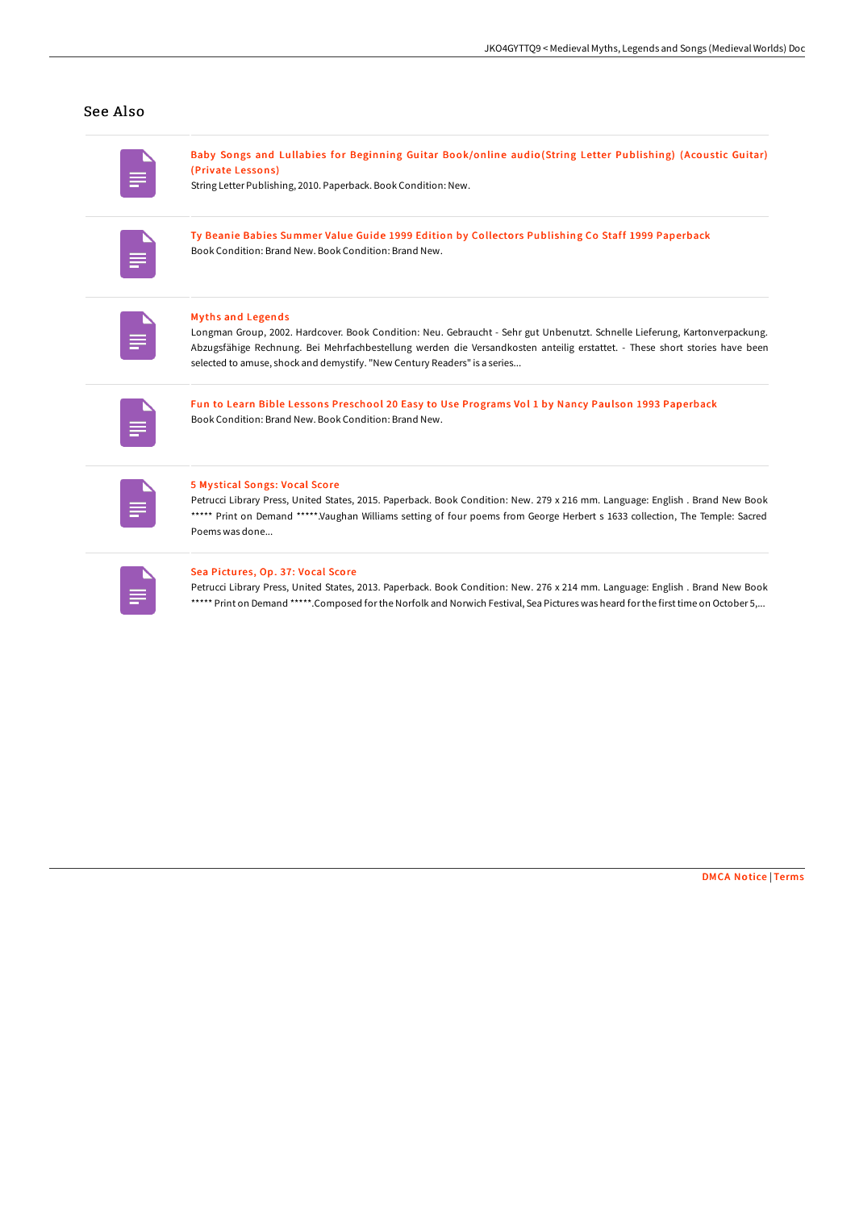## See Also

**Baby Songs and Lullabies for Beginning Guitar Book/online audio(String Letter Publishing) (Acoustic Guitar) (Private Lessons)**

String Letter Publishing, 2010. Paperback. Book Condition: New.

**Ty Beanie Babies Summer Value Guide 1999 Edition by Collectors Publishing Co Staff 1999 Paperback**

Book Condition: Brand New. Book Condition: Brand New.

**Myths and Legends**

Longman Group, 2002. Hardcover. Book Condition: Neu. Gebraucht - Sehr gut Unbenutzt. Schnelle Lieferung, Kartonverpackung. Abzugsfähige Rechnung. Bei Mehrfachbestellung werden die Versandkosten anteilig erstattet. - These short stories have been selected to amuse, shock and demystify. "New Century Readers" is a series...

**Fun to Learn Bible Lessons Preschool 20 Easy to Use Programs Vol 1 by Nancy Paulson 1993 Paperback**

Book Condition: Brand New. Book Condition: Brand New.

**5 Mystical Songs: Vocal Score**

Petrucci Library Press, United States, 2015. Paperback. Book Condition: New. 279 x 216 mm. Language: English . Brand New Book ***** Print on Demand *****.Vaughan Williams setting of four poems from George Herbert s 1633 collection, The Temple: Sacred Poems was done...

**Sea Pictures, Op. 37: Vocal Score**

Petrucci Library Press, United States, 2013. Paperback. Book Condition: New. 276 x 214 mm. Language: English . Brand New Book ***** Print on Demand *****.Composed for the Norfolk and Norwich Festival, Sea Pictures was heard for the first time on October 5,...